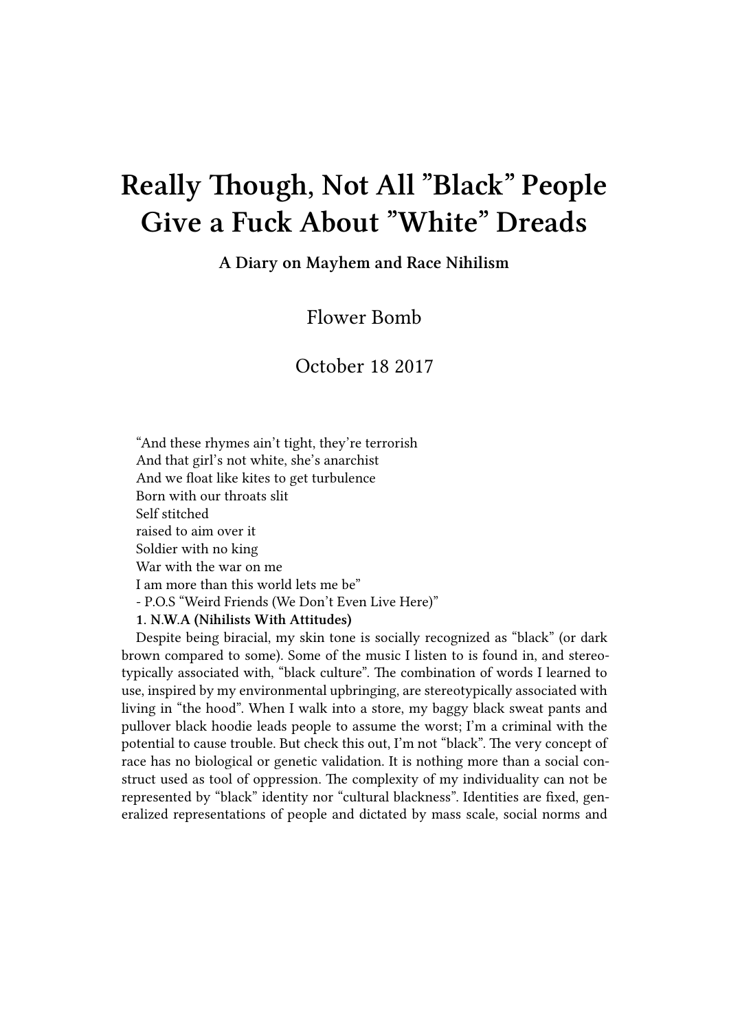# Really Though, Not All "Black" People Give a Fuck About "White" Dreads

**A Diary on Mayhem and Race Nihilism**

Flower Bomb

October 18 2017

"And these rhymes ain't tight, they're terrorish
And that girl's not white, she's anarchist
And we float like kites to get turbulence
Born with our throats slit
Self stitched
raised to aim over it
Soldier with no king
War with the war on me
I am more than this world lets me be"
- P.O.S "Weird Friends (We Don't Even Live Here)"

**1. N.W.A (Nihilists With Attitudes)**

Despite being biracial, my skin tone is socially recognized as "black" (or dark brown compared to some). Some of the music I listen to is found in, and stereotypically associated with, "black culture". The combination of words I learned to use, inspired by my environmental upbringing, are stereotypically associated with living in "the hood". When I walk into a store, my baggy black sweat pants and pullover black hoodie leads people to assume the worst; I'm a criminal with the potential to cause trouble. But check this out, I'm not "black". The very concept of race has no biological or genetic validation. It is nothing more than a social construct used as tool of oppression. The complexity of my individuality can not be represented by "black" identity nor "cultural blackness". Identities are fixed, generalized representations of people and dictated by mass scale, social norms and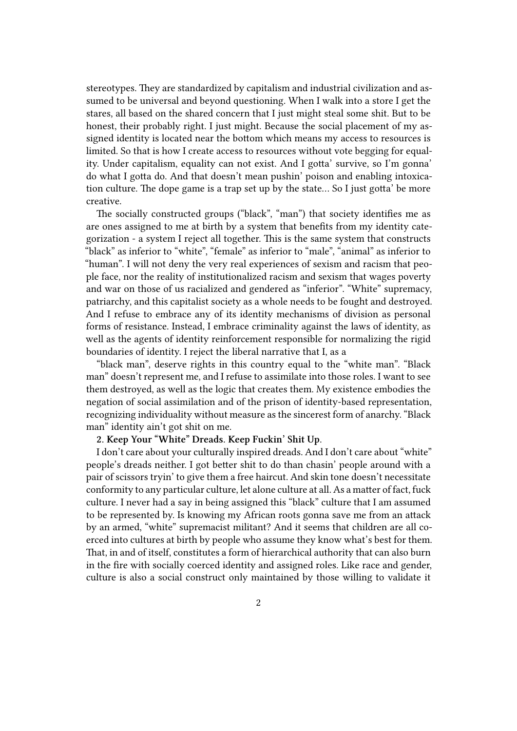stereotypes. They are standardized by capitalism and industrial civilization and assumed to be universal and beyond questioning. When I walk into a store I get the stares, all based on the shared concern that I just might steal some shit. But to be honest, their probably right. I just might. Because the social placement of my assigned identity is located near the bottom which means my access to resources is limited. So that is how I create access to resources without vote begging for equality. Under capitalism, equality can not exist. And I gotta' survive, so I'm gonna' do what I gotta do. And that doesn't mean pushin' poison and enabling intoxication culture. The dope game is a trap set up by the state… So I just gotta' be more creative.

The socially constructed groups ("black", "man") that society identifies me as are ones assigned to me at birth by a system that benefits from my identity categorization - a system I reject all together. This is the same system that constructs "black" as inferior to "white", "female" as inferior to "male", "animal" as inferior to "human". I will not deny the very real experiences of sexism and racism that people face, nor the reality of institutionalized racism and sexism that wages poverty and war on those of us racialized and gendered as "inferior". "White" supremacy, patriarchy, and this capitalist society as a whole needs to be fought and destroyed. And I refuse to embrace any of its identity mechanisms of division as personal forms of resistance. Instead, I embrace criminality against the laws of identity, as well as the agents of identity reinforcement responsible for normalizing the rigid boundaries of identity. I reject the liberal narrative that I, as a

"black man", deserve rights in this country equal to the "white man". "Black man" doesn't represent me, and I refuse to assimilate into those roles. I want to see them destroyed, as well as the logic that creates them. My existence embodies the negation of social assimilation and of the prison of identity-based representation, recognizing individuality without measure as the sincerest form of anarchy. "Black man" identity ain't got shit on me.

**2. Keep Your "White" Dreads. Keep Fuckin' Shit Up.**

I don't care about your culturally inspired dreads. And I don't care about "white" people's dreads neither. I got better shit to do than chasin' people around with a pair of scissors tryin' to give them a free haircut. And skin tone doesn't necessitate conformity to any particular culture, let alone culture at all. As a matter of fact, fuck culture. I never had a say in being assigned this "black" culture that I am assumed to be represented by. Is knowing my African roots gonna save me from an attack by an armed, "white" supremacist militant? And it seems that children are all coerced into cultures at birth by people who assume they know what's best for them. That, in and of itself, constitutes a form of hierarchical authority that can also burn in the fire with socially coerced identity and assigned roles. Like race and gender, culture is also a social construct only maintained by those willing to validate it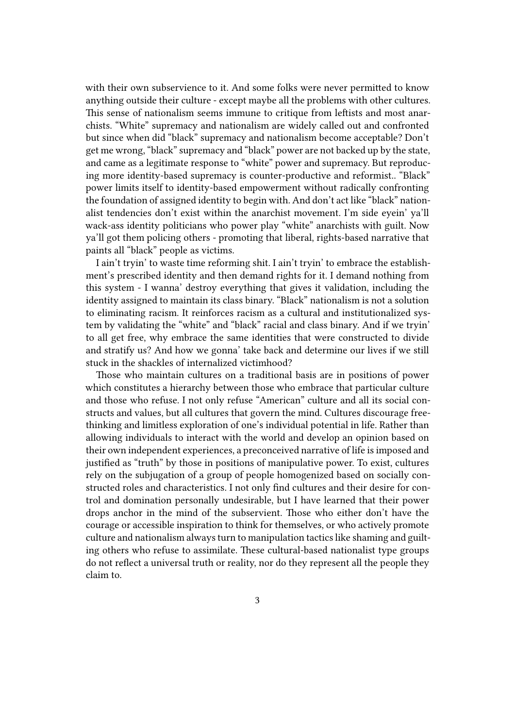with their own subservience to it. And some folks were never permitted to know anything outside their culture - except maybe all the problems with other cultures. This sense of nationalism seems immune to critique from leftists and most anarchists. "White" supremacy and nationalism are widely called out and confronted but since when did "black" supremacy and nationalism become acceptable? Don't get me wrong, "black" supremacy and "black" power are not backed up by the state, and came as a legitimate response to "white" power and supremacy. But reproducing more identity-based supremacy is counter-productive and reformist.. "Black" power limits itself to identity-based empowerment without radically confronting the foundation of assigned identity to begin with. And don't act like "black" nationalist tendencies don't exist within the anarchist movement. I'm side eyein' ya'll wack-ass identity politicians who power play "white" anarchists with guilt. Now ya'll got them policing others - promoting that liberal, rights-based narrative that paints all "black" people as victims.

I ain't tryin' to waste time reforming shit. I ain't tryin' to embrace the establishment's prescribed identity and then demand rights for it. I demand nothing from this system - I wanna' destroy everything that gives it validation, including the identity assigned to maintain its class binary. "Black" nationalism is not a solution to eliminating racism. It reinforces racism as a cultural and institutionalized system by validating the "white" and "black" racial and class binary. And if we tryin' to all get free, why embrace the same identities that were constructed to divide and stratify us? And how we gonna' take back and determine our lives if we still stuck in the shackles of internalized victimhood?

Those who maintain cultures on a traditional basis are in positions of power which constitutes a hierarchy between those who embrace that particular culture and those who refuse. I not only refuse "American" culture and all its social constructs and values, but all cultures that govern the mind. Cultures discourage free-thinking and limitless exploration of one's individual potential in life. Rather than allowing individuals to interact with the world and develop an opinion based on their own independent experiences, a preconceived narrative of life is imposed and justified as "truth" by those in positions of manipulative power. To exist, cultures rely on the subjugation of a group of people homogenized based on socially constructed roles and characteristics. I not only find cultures and their desire for control and domination personally undesirable, but I have learned that their power drops anchor in the mind of the subservient. Those who either don't have the courage or accessible inspiration to think for themselves, or who actively promote culture and nationalism always turn to manipulation tactics like shaming and guilting others who refuse to assimilate. These cultural-based nationalist type groups do not reflect a universal truth or reality, nor do they represent all the people they claim to.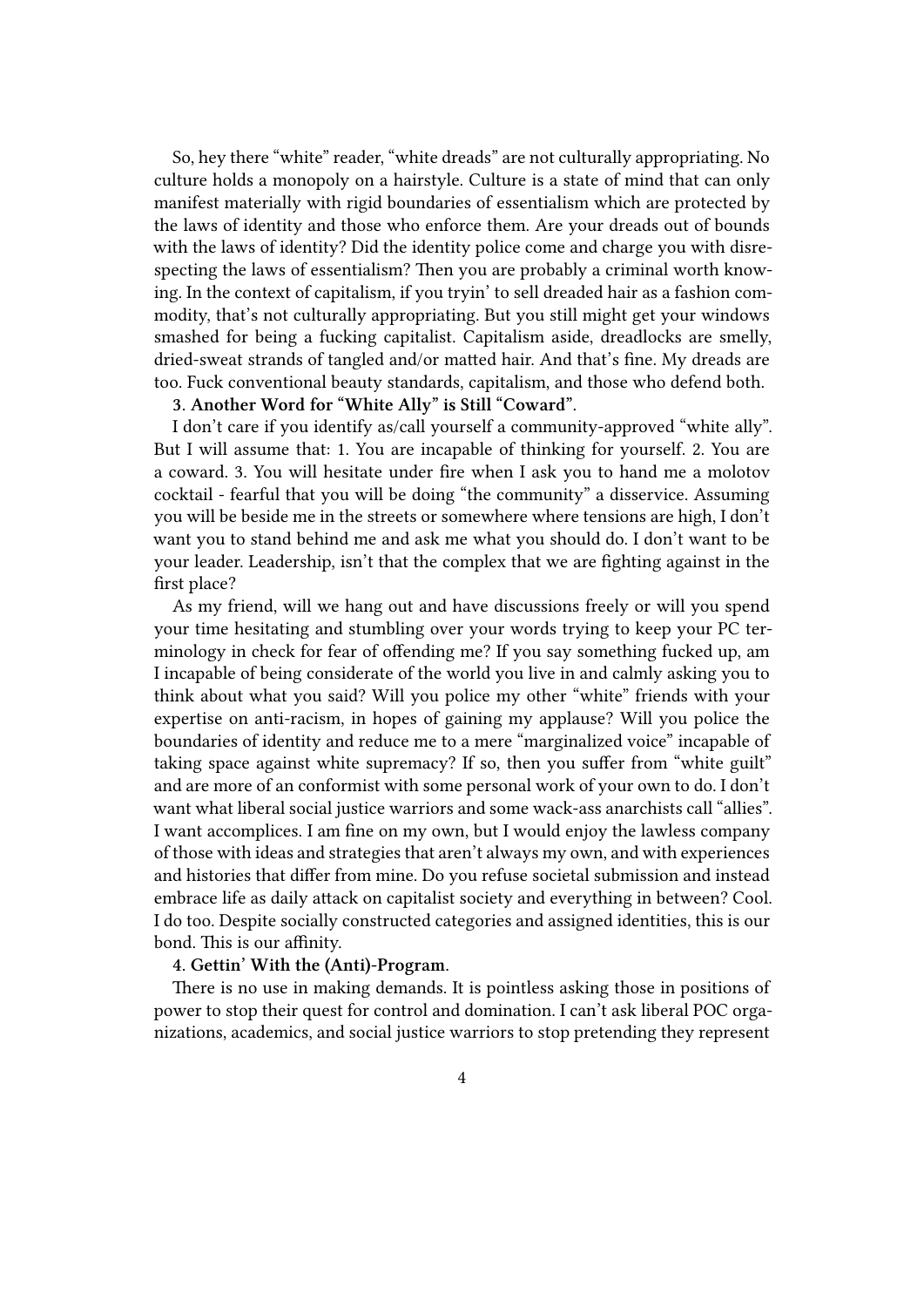So, hey there "white" reader, "white dreads" are not culturally appropriating. No culture holds a monopoly on a hairstyle. Culture is a state of mind that can only manifest materially with rigid boundaries of essentialism which are protected by the laws of identity and those who enforce them. Are your dreads out of bounds with the laws of identity? Did the identity police come and charge you with disrespecting the laws of essentialism? Then you are probably a criminal worth knowing. In the context of capitalism, if you tryin' to sell dreaded hair as a fashion commodity, that's not culturally appropriating. But you still might get your windows smashed for being a fucking capitalist. Capitalism aside, dreadlocks are smelly, dried-sweat strands of tangled and/or matted hair. And that's fine. My dreads are too. Fuck conventional beauty standards, capitalism, and those who defend both.

**3. Another Word for "White Ally" is Still "Coward".**

I don't care if you identify as/call yourself a community-approved "white ally". But I will assume that: 1. You are incapable of thinking for yourself. 2. You are a coward. 3. You will hesitate under fire when I ask you to hand me a molotov cocktail - fearful that you will be doing "the community" a disservice. Assuming you will be beside me in the streets or somewhere where tensions are high, I don't want you to stand behind me and ask me what you should do. I don't want to be your leader. Leadership, isn't that the complex that we are fighting against in the first place?

As my friend, will we hang out and have discussions freely or will you spend your time hesitating and stumbling over your words trying to keep your PC terminology in check for fear of offending me? If you say something fucked up, am I incapable of being considerate of the world you live in and calmly asking you to think about what you said? Will you police my other "white" friends with your expertise on anti-racism, in hopes of gaining my applause? Will you police the boundaries of identity and reduce me to a mere "marginalized voice" incapable of taking space against white supremacy? If so, then you suffer from "white guilt" and are more of an conformist with some personal work of your own to do. I don't want what liberal social justice warriors and some wack-ass anarchists call "allies". I want accomplices. I am fine on my own, but I would enjoy the lawless company of those with ideas and strategies that aren't always my own, and with experiences and histories that differ from mine. Do you refuse societal submission and instead embrace life as daily attack on capitalist society and everything in between? Cool. I do too. Despite socially constructed categories and assigned identities, this is our bond. This is our affinity.

**4. Gettin' With the (Anti)-Program.**

There is no use in making demands. It is pointless asking those in positions of power to stop their quest for control and domination. I can't ask liberal POC organizations, academics, and social justice warriors to stop pretending they represent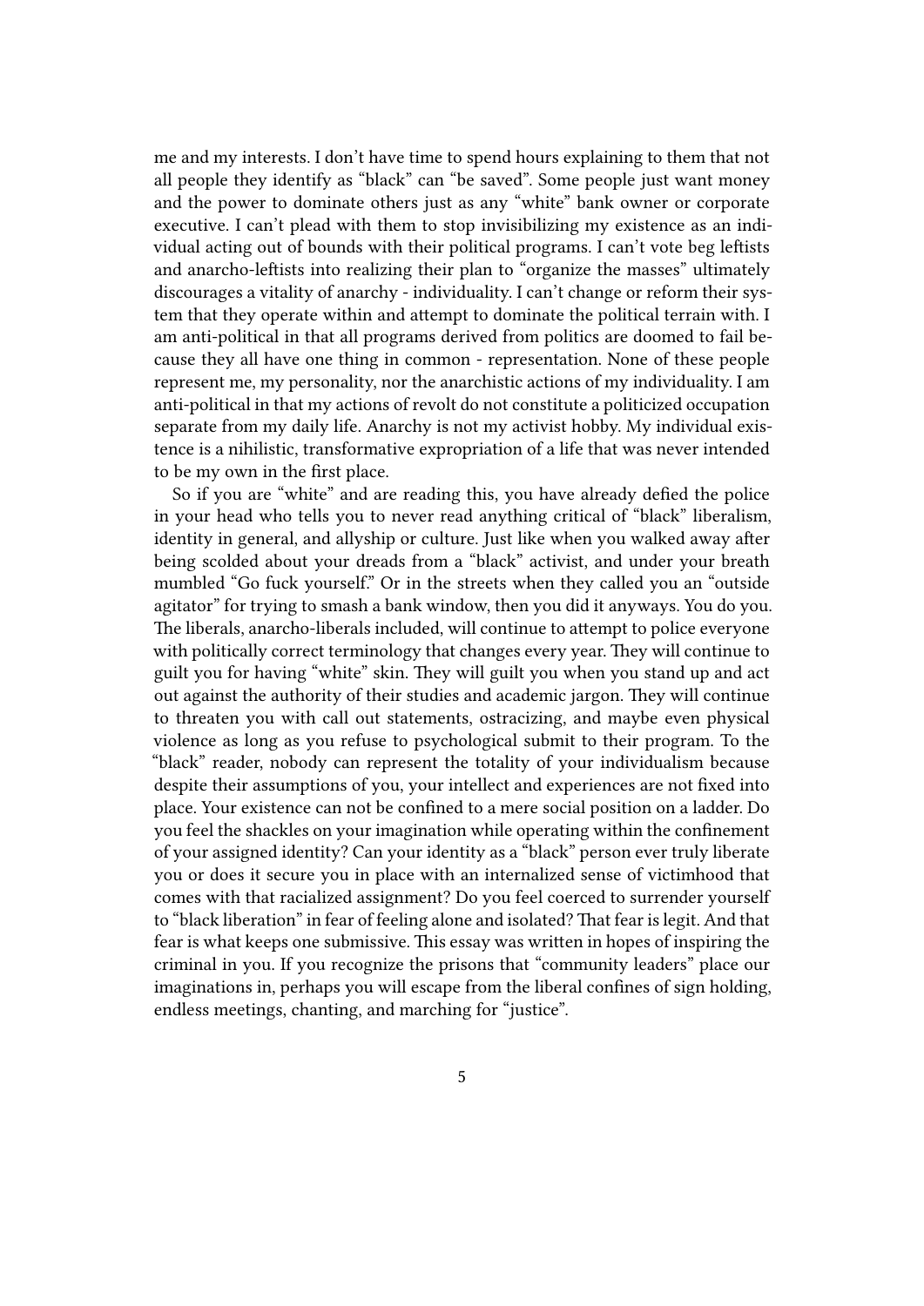me and my interests. I don't have time to spend hours explaining to them that not all people they identify as "black" can "be saved". Some people just want money and the power to dominate others just as any "white" bank owner or corporate executive. I can't plead with them to stop invisibilizing my existence as an individual acting out of bounds with their political programs. I can't vote beg leftists and anarcho-leftists into realizing their plan to "organize the masses" ultimately discourages a vitality of anarchy - individuality. I can't change or reform their system that they operate within and attempt to dominate the political terrain with. I am anti-political in that all programs derived from politics are doomed to fail because they all have one thing in common - representation. None of these people represent me, my personality, nor the anarchistic actions of my individuality. I am anti-political in that my actions of revolt do not constitute a politicized occupation separate from my daily life. Anarchy is not my activist hobby. My individual existence is a nihilistic, transformative expropriation of a life that was never intended to be my own in the first place.

So if you are "white" and are reading this, you have already defied the police in your head who tells you to never read anything critical of "black" liberalism, identity in general, and allyship or culture. Just like when you walked away after being scolded about your dreads from a "black" activist, and under your breath mumbled "Go fuck yourself." Or in the streets when they called you an "outside agitator" for trying to smash a bank window, then you did it anyways. You do you. The liberals, anarcho-liberals included, will continue to attempt to police everyone with politically correct terminology that changes every year. They will continue to guilt you for having "white" skin. They will guilt you when you stand up and act out against the authority of their studies and academic jargon. They will continue to threaten you with call out statements, ostracizing, and maybe even physical violence as long as you refuse to psychological submit to their program. To the "black" reader, nobody can represent the totality of your individualism because despite their assumptions of you, your intellect and experiences are not fixed into place. Your existence can not be confined to a mere social position on a ladder. Do you feel the shackles on your imagination while operating within the confinement of your assigned identity? Can your identity as a "black" person ever truly liberate you or does it secure you in place with an internalized sense of victimhood that comes with that racialized assignment? Do you feel coerced to surrender yourself to "black liberation" in fear of feeling alone and isolated? That fear is legit. And that fear is what keeps one submissive. This essay was written in hopes of inspiring the criminal in you. If you recognize the prisons that "community leaders" place our imaginations in, perhaps you will escape from the liberal confines of sign holding, endless meetings, chanting, and marching for "justice".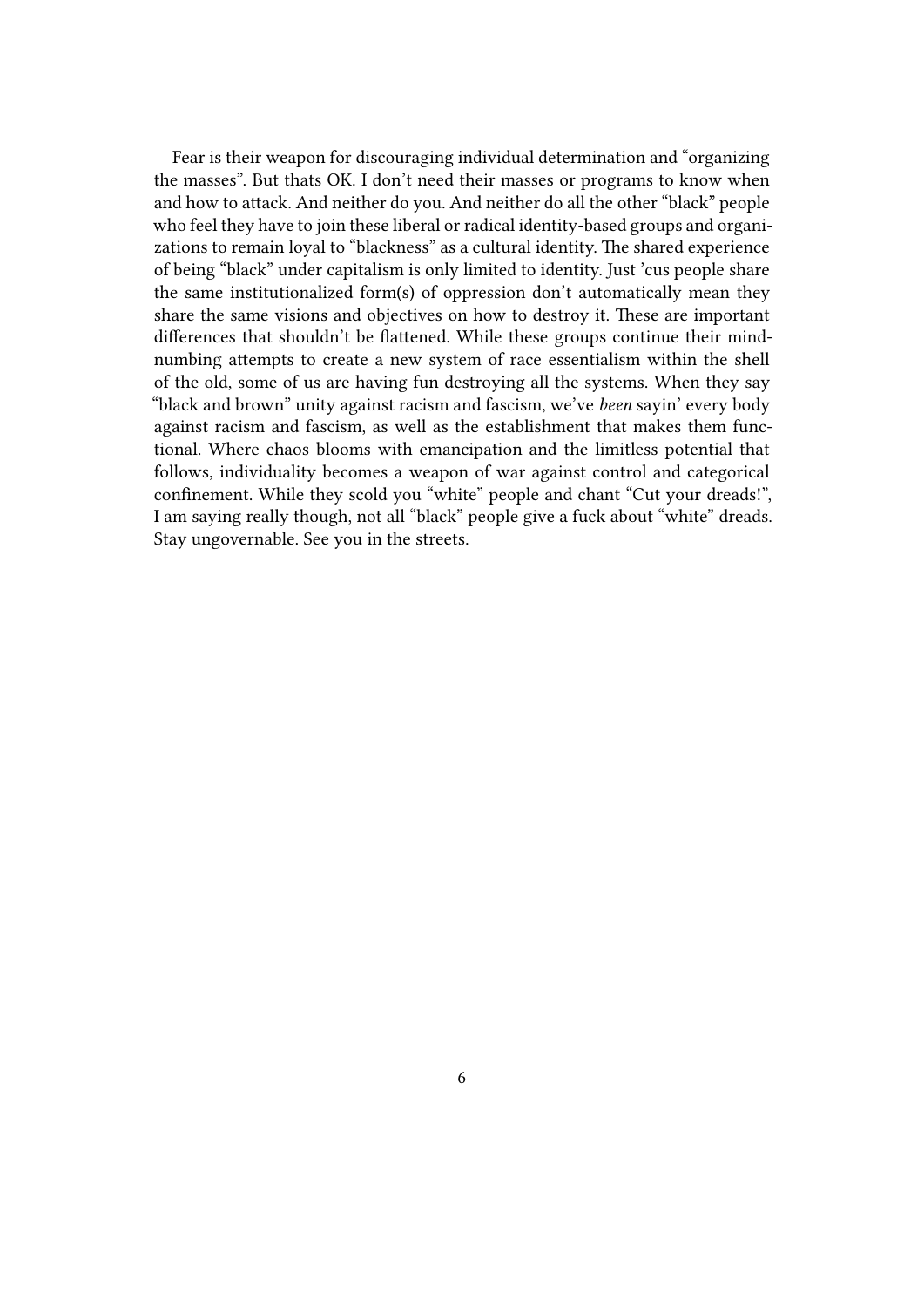Fear is their weapon for discouraging individual determination and "organizing the masses". But thats OK. I don't need their masses or programs to know when and how to attack. And neither do you. And neither do all the other "black" people who feel they have to join these liberal or radical identity-based groups and organizations to remain loyal to "blackness" as a cultural identity. The shared experience of being "black" under capitalism is only limited to identity. Just 'cus people share the same institutionalized form(s) of oppression don't automatically mean they share the same visions and objectives on how to destroy it. These are important differences that shouldn't be flattened. While these groups continue their mind-numbing attempts to create a new system of race essentialism within the shell of the old, some of us are having fun destroying all the systems. When they say "black and brown" unity against racism and fascism, we've *been* sayin' every body against racism and fascism, as well as the establishment that makes them functional. Where chaos blooms with emancipation and the limitless potential that follows, individuality becomes a weapon of war against control and categorical confinement. While they scold you "white" people and chant "Cut your dreads!", I am saying really though, not all "black" people give a fuck about "white" dreads. Stay ungovernable. See you in the streets.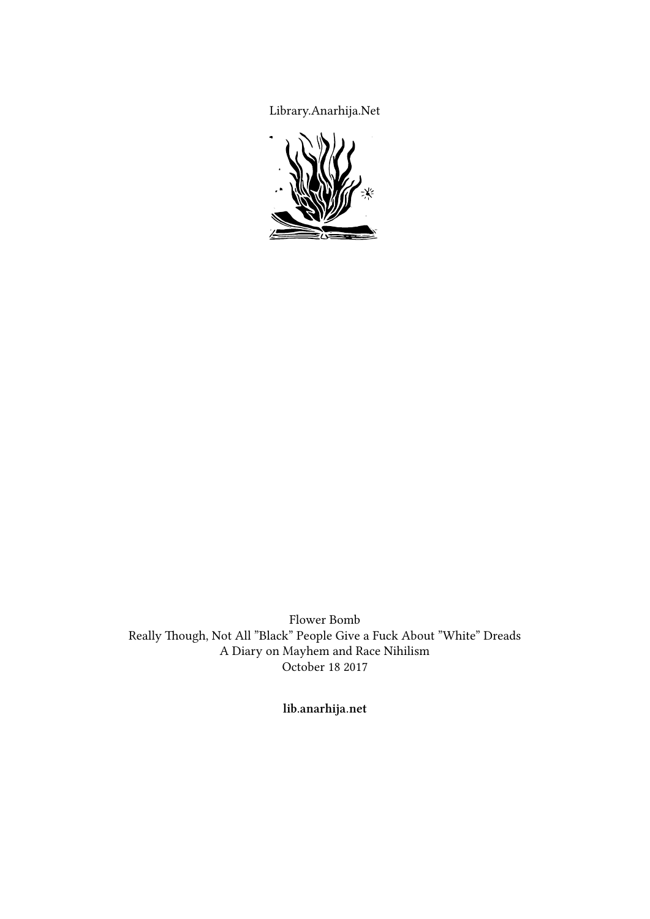Library.Anarhija.Net

Flower Bomb
Really Though, Not All "Black" People Give a Fuck About "White" Dreads
A Diary on Mayhem and Race Nihilism
October 18 2017

**lib.anarhija.net**